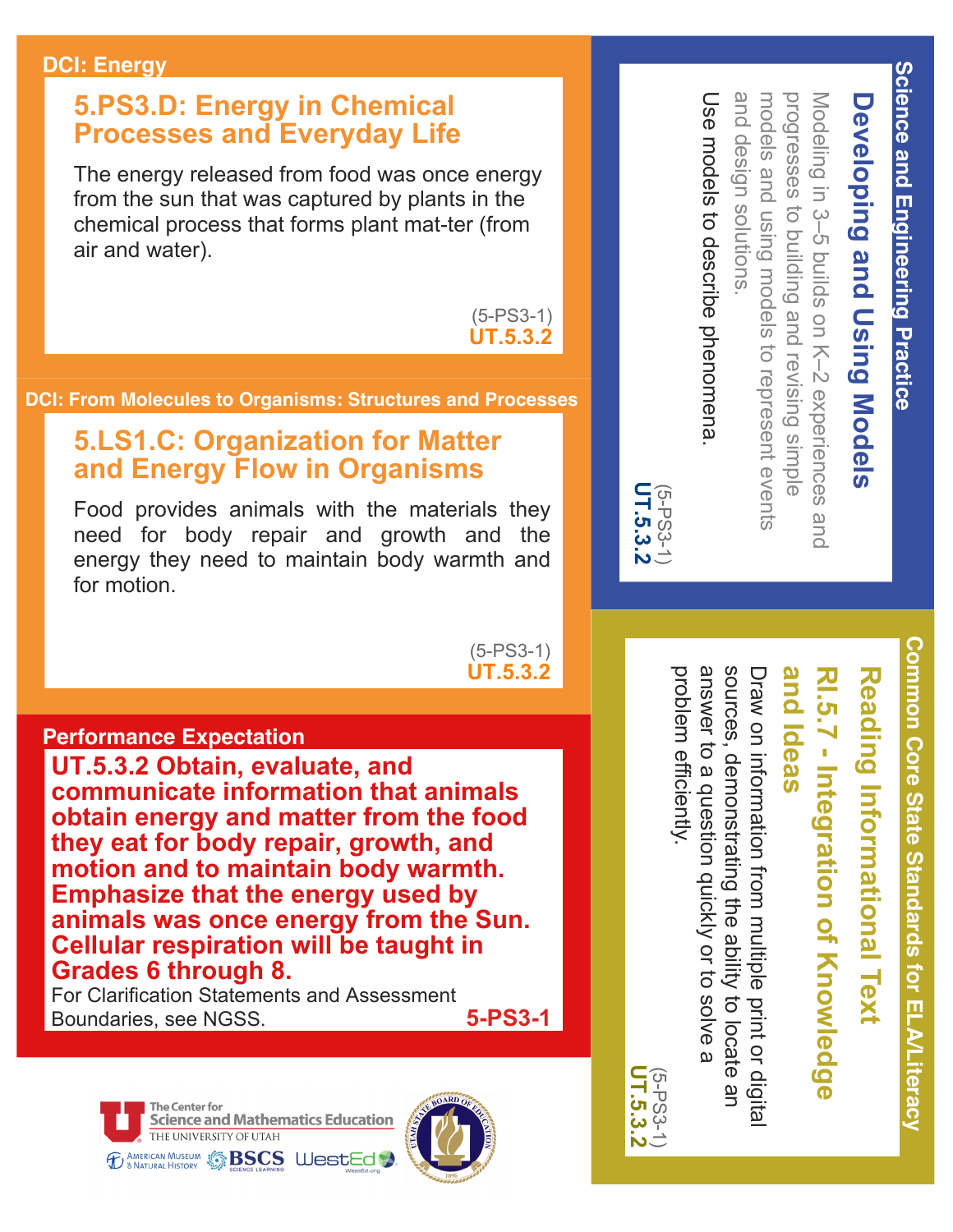## DCI: Energy

### 5.PS3.D: Energy in Chemical Processes and Everyday Life

The energy released from food was once energy from the sun that was captured by plants in the chemical process that forms plant mat-ter (from air and water).

(5-PS3-1)
**UT.5.3.2**

## DCI: From Molecules to Organisms: Structures and Processes

### 5.LS1.C: Organization for Matter and Energy Flow in Organisms

Food provides animals with the materials they need for body repair and growth and the energy they need to maintain body warmth and for motion.

(5-PS3-1)
**UT.5.3.2**

## Performance Expectation

**UT.5.3.2 Obtain, evaluate, and communicate information that animals obtain energy and matter from the food they eat for body repair, growth, and motion and to maintain body warmth. Emphasize that the energy used by animals was once energy from the Sun. Cellular respiration will be taught in Grades 6 through 8.**

For Clarification Statements and Assessment Boundaries, see NGSS. **5-PS3-1**

## Science and Engineering Practice

### Developing and Using Models

Modeling in 3–5 builds on K–2 experiences and progresses to building and revising simple models and using models to represent events and design solutions.

Use models to describe phenomena.

(5-PS3-1)
**UT.5.3.2**

## Common Core State Standards for ELA/Literacy

### Reading Informational Text

### RI.5.7 - Integration of Knowledge and Ideas

Draw on information from multiple print or digital sources, demonstrating the ability to locate an answer to a question quickly or to solve a problem efficiently.

(5-PS3-1)
**UT.5.3.2**

The Center for Science and Mathematics Education, The University of Utah

American Museum of Natural History · BSCS Science Learning · WestEd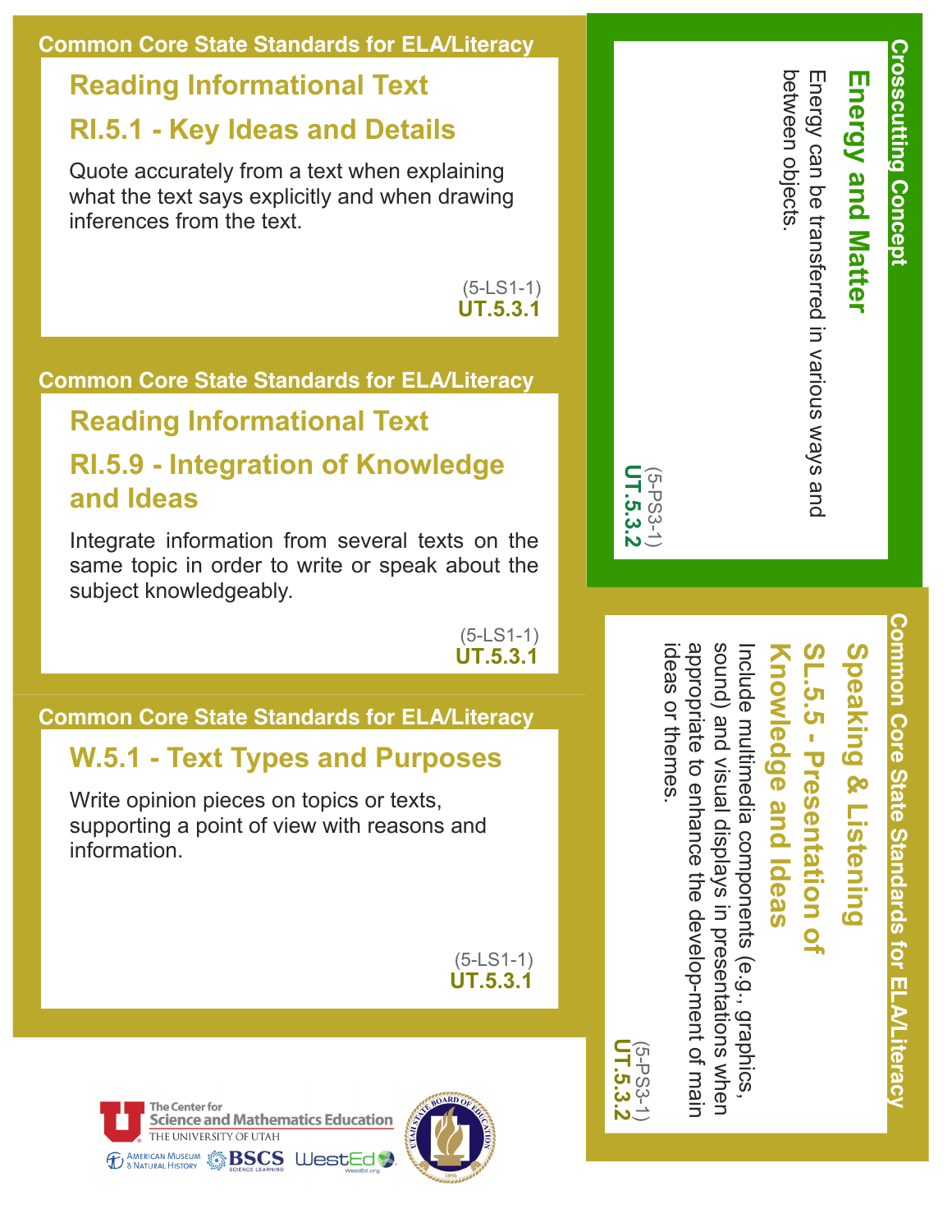Common Core State Standards for ELA/Literacy

## Reading Informational Text

### RI.5.1 - Key Ideas and Details

Quote accurately from a text when explaining what the text says explicitly and when drawing inferences from the text.

(5-LS1-1)
**UT.5.3.1**

Common Core State Standards for ELA/Literacy

## Reading Informational Text

### RI.5.9 - Integration of Knowledge and Ideas

Integrate information from several texts on the same topic in order to write or speak about the subject knowledgeably.

(5-LS1-1)
**UT.5.3.1**

Common Core State Standards for ELA/Literacy

### W.5.1 - Text Types and Purposes

Write opinion pieces on topics or texts, supporting a point of view with reasons and information.

(5-LS1-1)
**UT.5.3.1**

Crosscutting Concept

## Energy and Matter

Energy can be transferred in various ways and between objects.

(5-PS3-1)
**UT.5.3.2**

Common Core State Standards for ELA/Literacy

## Speaking & Listening

### SL.5.5 - Presentation of Knowledge and Ideas

Include multimedia components (e.g., graphics, sound) and visual displays in presentations when appropriate to enhance the develop-ment of main ideas or themes.

(5-PS3-1)
**UT.5.3.2**

The Center for Science and Mathematics Education, The University of Utah
American Museum of Natural History
BSCS Science Learning
WestEd
Utah State Board of Education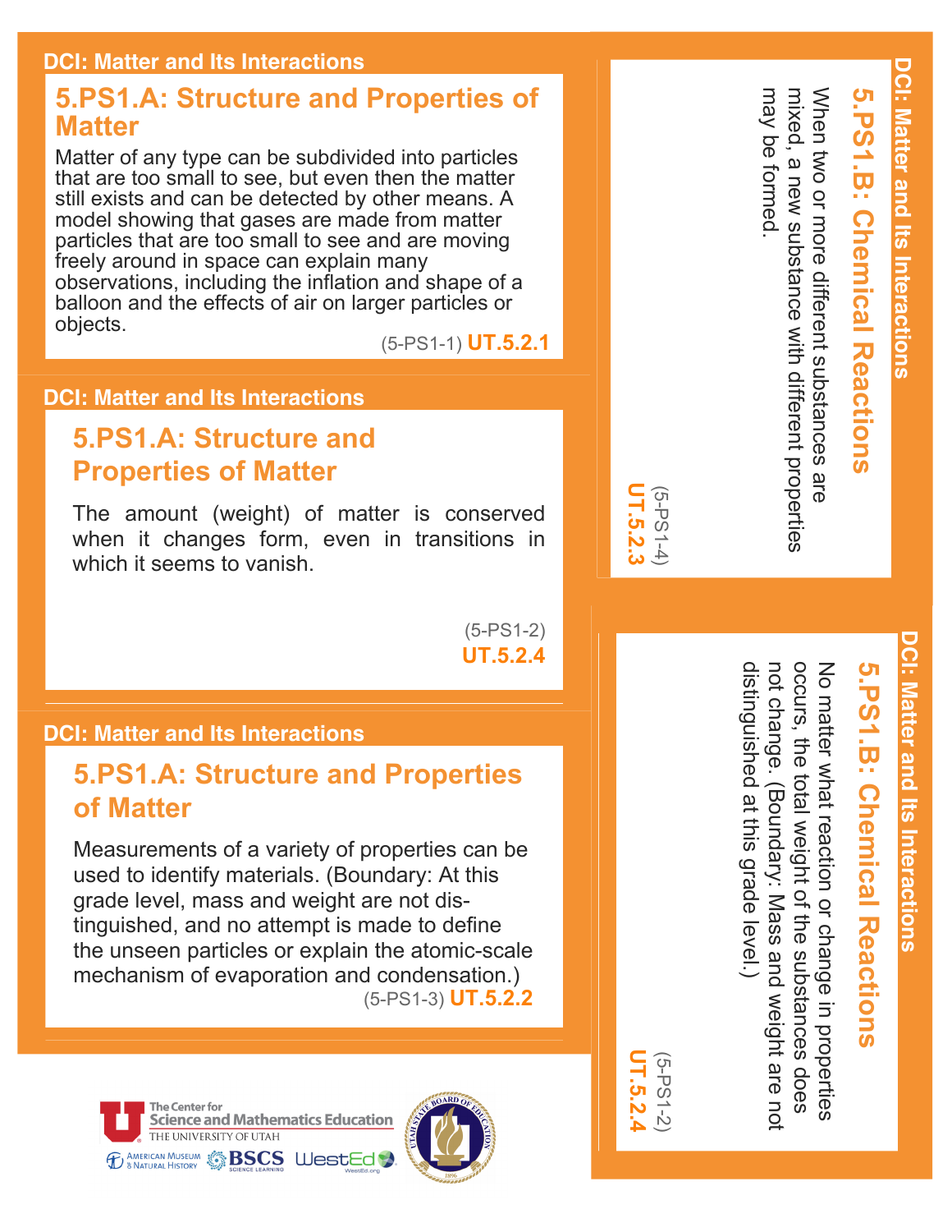DCI: Matter and Its Interactions

## 5.PS1.A: Structure and Properties of Matter

Matter of any type can be subdivided into particles that are too small to see, but even then the matter still exists and can be detected by other means. A model showing that gases are made from matter particles that are too small to see and are moving freely around in space can explain many observations, including the inflation and shape of a balloon and the effects of air on larger particles or objects.

(5-PS1-1) **UT.5.2.1**

DCI: Matter and Its Interactions

## 5.PS1.A: Structure and Properties of Matter

The amount (weight) of matter is conserved when it changes form, even in transitions in which it seems to vanish.

(5-PS1-2) **UT.5.2.4**

DCI: Matter and Its Interactions

## 5.PS1.A: Structure and Properties of Matter

Measurements of a variety of properties can be used to identify materials. (Boundary: At this grade level, mass and weight are not distinguished, and no attempt is made to define the unseen particles or explain the atomic-scale mechanism of evaporation and condensation.)

(5-PS1-3) **UT.5.2.2**

DCI: Matter and Its Interactions

## 5.PS1.B: Chemical Reactions

When two or more different substances are mixed, a new substance with different properties may be formed.

(5-PS1-4) **UT.5.2.3**

DCI: Matter and Its Interactions

## 5.PS1.B: Chemical Reactions

No matter what reaction or change in properties occurs, the total weight of the substances does not change. (Boundary: Mass and weight are not distinguished at this grade level.)

(5-PS1-2) **UT.5.2.4**

The Center for Science and Mathematics Education
THE UNIVERSITY OF UTAH
American Museum of Natural History BSCS Science Learning WestEd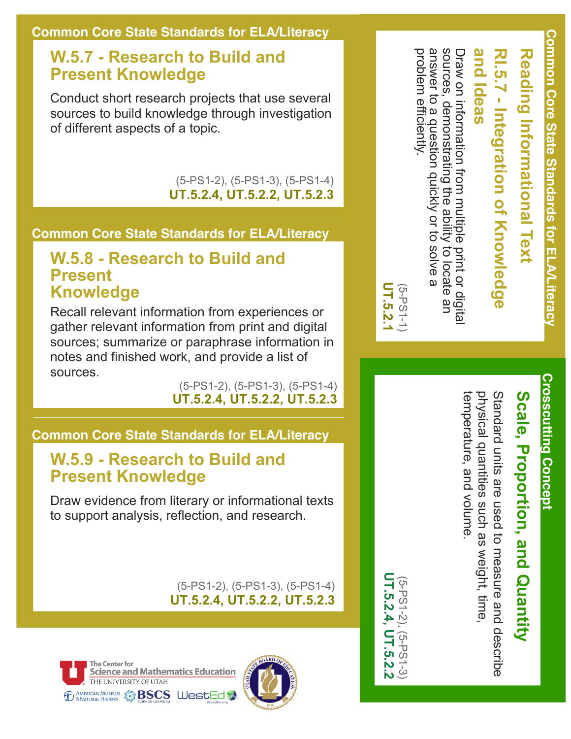Common Core State Standards for ELA/Literacy

## W.5.7 - Research to Build and Present Knowledge

Conduct short research projects that use several sources to build knowledge through investigation of different aspects of a topic.

(5-PS1-2), (5-PS1-3), (5-PS1-4)
**UT.5.2.4, UT.5.2.2, UT.5.2.3**

Common Core State Standards for ELA/Literacy

## W.5.8 - Research to Build and Present Knowledge

Recall relevant information from experiences or gather relevant information from print and digital sources; summarize or paraphrase information in notes and finished work, and provide a list of sources.

(5-PS1-2), (5-PS1-3), (5-PS1-4)
**UT.5.2.4, UT.5.2.2, UT.5.2.3**

Common Core State Standards for ELA/Literacy

## W.5.9 - Research to Build and Present Knowledge

Draw evidence from literary or informational texts to support analysis, reflection, and research.

(5-PS1-2), (5-PS1-3), (5-PS1-4)
**UT.5.2.4, UT.5.2.2, UT.5.2.3**

Common Core State Standards for ELA/Literacy

## Reading Informational Text RI.5.7 - Integration of Knowledge and Ideas

Draw on information from multiple print or digital sources, demonstrating the ability to locate an answer to a question quickly or to solve a problem efficiently.

(5-PS1-1)
**UT.5.2.1**

Crosscutting Concept

## Scale, Proportion, and Quantity

Standard units are used to measure and describe physical quantities such as weight, time, temperature, and volume.

(5-PS1-2), (5-PS1-3)
**UT.5.2.4, UT.5.2.2**

The Center for Science and Mathematics Education, The University of Utah
American Museum of Natural History | BSCS Science Learning | WestEd | Utah State Board of Education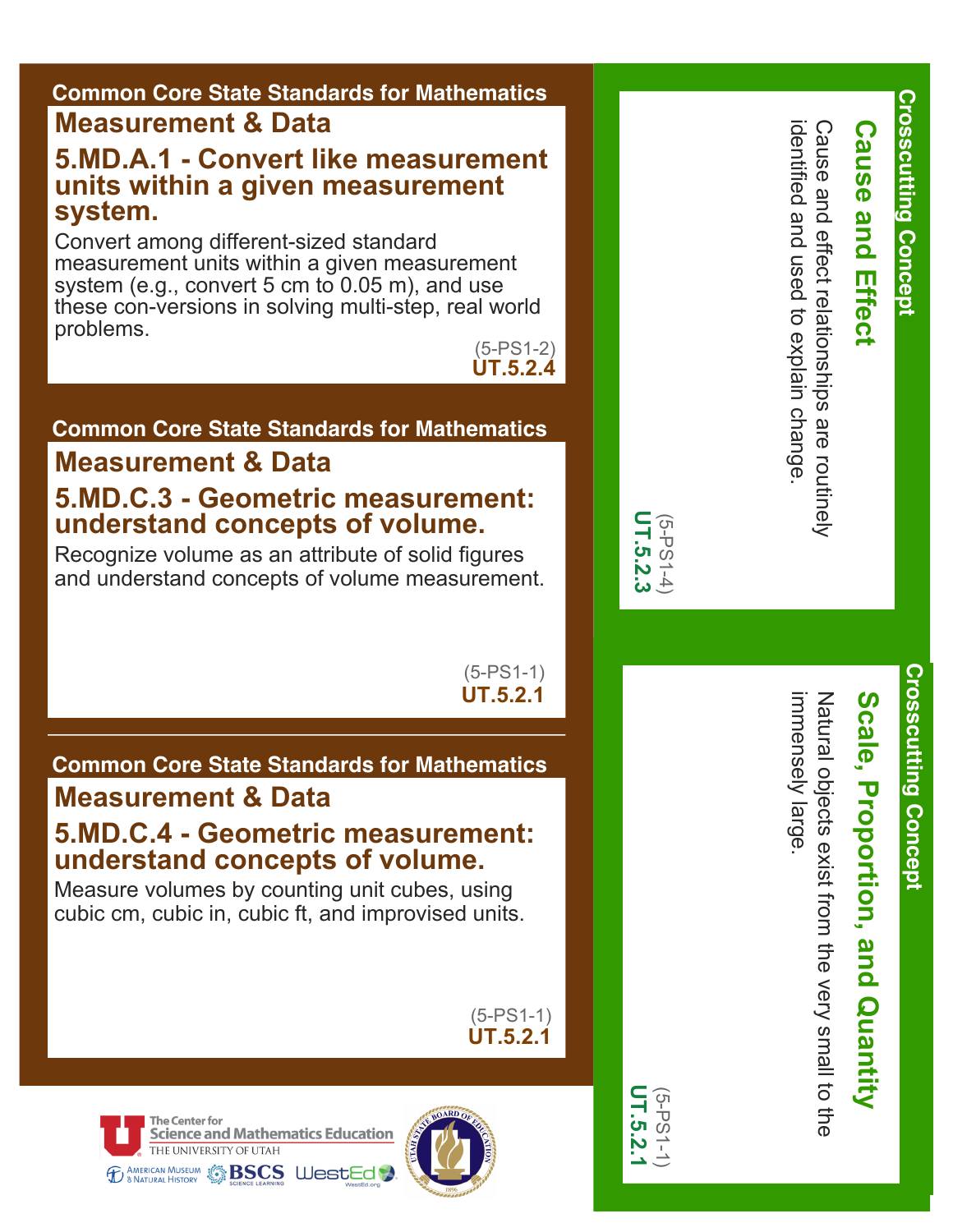## Common Core State Standards for Mathematics

### Measurement & Data

### 5.MD.A.1 - Convert like measurement units within a given measurement system.

Convert among different-sized standard measurement units within a given measurement system (e.g., convert 5 cm to 0.05 m), and use these con-versions in solving multi-step, real world problems.

(5-PS1-2)
**UT.5.2.4**

## Common Core State Standards for Mathematics

### Measurement & Data

### 5.MD.C.3 - Geometric measurement: understand concepts of volume.

Recognize volume as an attribute of solid figures and understand concepts of volume measurement.

(5-PS1-1)
**UT.5.2.1**

## Common Core State Standards for Mathematics

### Measurement & Data

### 5.MD.C.4 - Geometric measurement: understand concepts of volume.

Measure volumes by counting unit cubes, using cubic cm, cubic in, cubic ft, and improvised units.

(5-PS1-1)
**UT.5.2.1**

## Crosscutting Concept

### Cause and Effect

Cause and effect relationships are routinely identified and used to explain change.

(5-PS1-4)
**UT.5.2.3**

## Crosscutting Concept

### Scale, Proportion, and Quantity

Natural objects exist from the very small to the immensely large.

(5-PS1-1)
**UT.5.2.1**

The Center for Science and Mathematics Education, The University of Utah

American Museum & Natural History · BSCS Science Learning · WestEd · Utah State Board of Education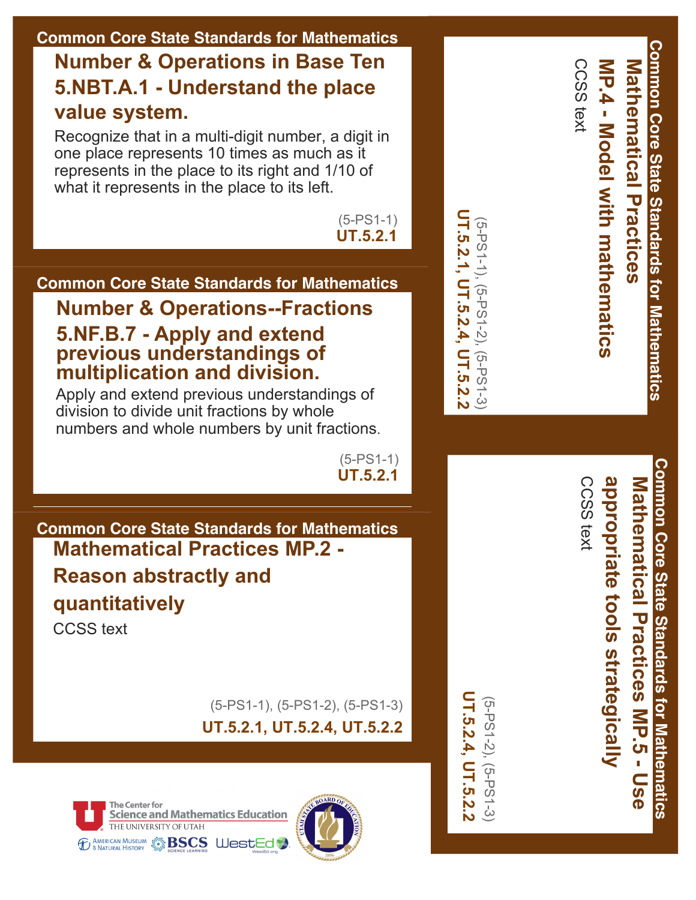Common Core State Standards for Mathematics

## Number & Operations in Base Ten 5.NBT.A.1 - Understand the place value system.

Recognize that in a multi-digit number, a digit in one place represents 10 times as much as it represents in the place to its right and 1/10 of what it represents in the place to its left.

(5-PS1-1)
**UT.5.2.1**

Common Core State Standards for Mathematics

## Number & Operations--Fractions 5.NF.B.7 - Apply and extend previous understandings of multiplication and division.

Apply and extend previous understandings of division to divide unit fractions by whole numbers and whole numbers by unit fractions.

(5-PS1-1)
**UT.5.2.1**

Common Core State Standards for Mathematics

## Mathematical Practices MP.2 - Reason abstractly and quantitatively

CCSS text

(5-PS1-1), (5-PS1-2), (5-PS1-3)
**UT.5.2.1, UT.5.2.4, UT.5.2.2**

Common Core State Standards for Mathematics

## Mathematical Practices MP.4 - Model with mathematics

CCSS text

(5-PS1-1), (5-PS1-2), (5-PS1-3)
**UT.5.2.1, UT.5.2.4, UT.5.2.2**

Common Core State Standards for Mathematics

## Mathematical Practices MP.5 - Use appropriate tools strategically

CCSS text

(5-PS1-2), (5-PS1-3)
**UT.5.2.4, UT.5.2.2**

The Center for Science and Mathematics Education, The University of Utah
American Museum of Natural History · BSCS Science Learning · WestEd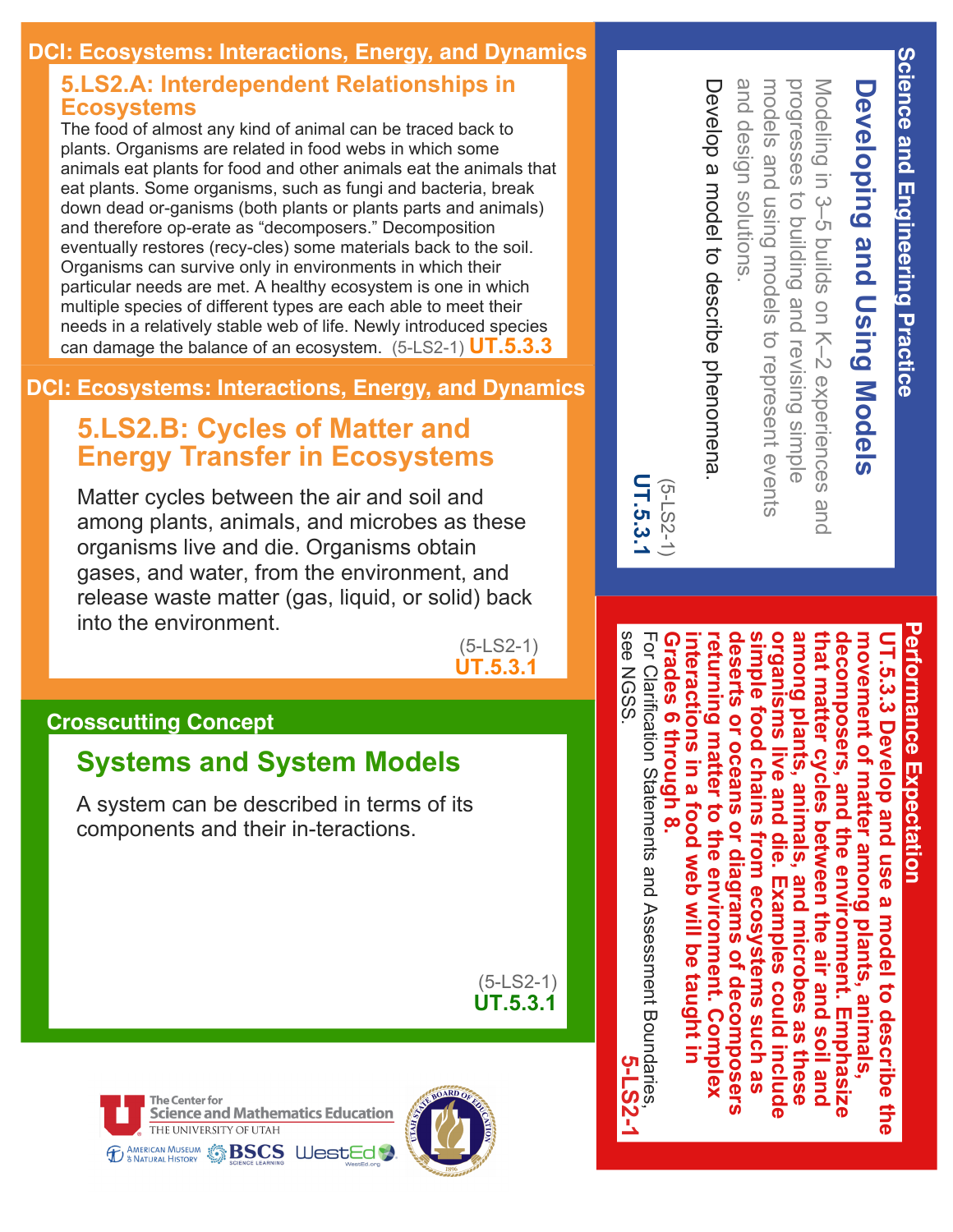## DCI: Ecosystems: Interactions, Energy, and Dynamics

### 5.LS2.A: Interdependent Relationships in Ecosystems

The food of almost any kind of animal can be traced back to plants. Organisms are related in food webs in which some animals eat plants for food and other animals eat the animals that eat plants. Some organisms, such as fungi and bacteria, break down dead or-ganisms (both plants or plants parts and animals) and therefore op-erate as “decomposers.” Decomposition eventually restores (recy-cles) some materials back to the soil. Organisms can survive only in environments in which their particular needs are met. A healthy ecosystem is one in which multiple species of different types are each able to meet their needs in a relatively stable web of life. Newly introduced species can damage the balance of an ecosystem. (5-LS2-1) **UT.5.3.3**

## DCI: Ecosystems: Interactions, Energy, and Dynamics

### 5.LS2.B: Cycles of Matter and Energy Transfer in Ecosystems

Matter cycles between the air and soil and among plants, animals, and microbes as these organisms live and die. Organisms obtain gases, and water, from the environment, and release waste matter (gas, liquid, or solid) back into the environment.

(5-LS2-1)
**UT.5.3.1**

## Crosscutting Concept

### Systems and System Models

A system can be described in terms of its components and their in-teractions.

(5-LS2-1)
**UT.5.3.1**

## Science and Engineering Practice

### Developing and Using Models

Modeling in 3–5 builds on K–2 experiences and progresses to building and revising simple models and using models to represent events and design solutions.

Develop a model to describe phenomena.

(5-LS2-1)
**UT.5.3.1**

## Performance Expectation

**UT.5.3.3 Develop and use a model to describe the movement of matter among plants, animals, decomposers, and the environment. Emphasize that matter cycles between the air and soil and among plants, animals, and microbes as these organisms live and die. Examples could include simple food chains from ecosystems such as deserts or oceans or diagrams of decomposers returning matter to the environment. Complex interactions in a food web will be taught in Grades 6 through 8.**

For Clarification Statements and Assessment Boundaries, see NGSS.

**5-LS2-1**

The Center for Science and Mathematics Education, The University of Utah
American Museum of Natural History · BSCS Science Learning · WestEd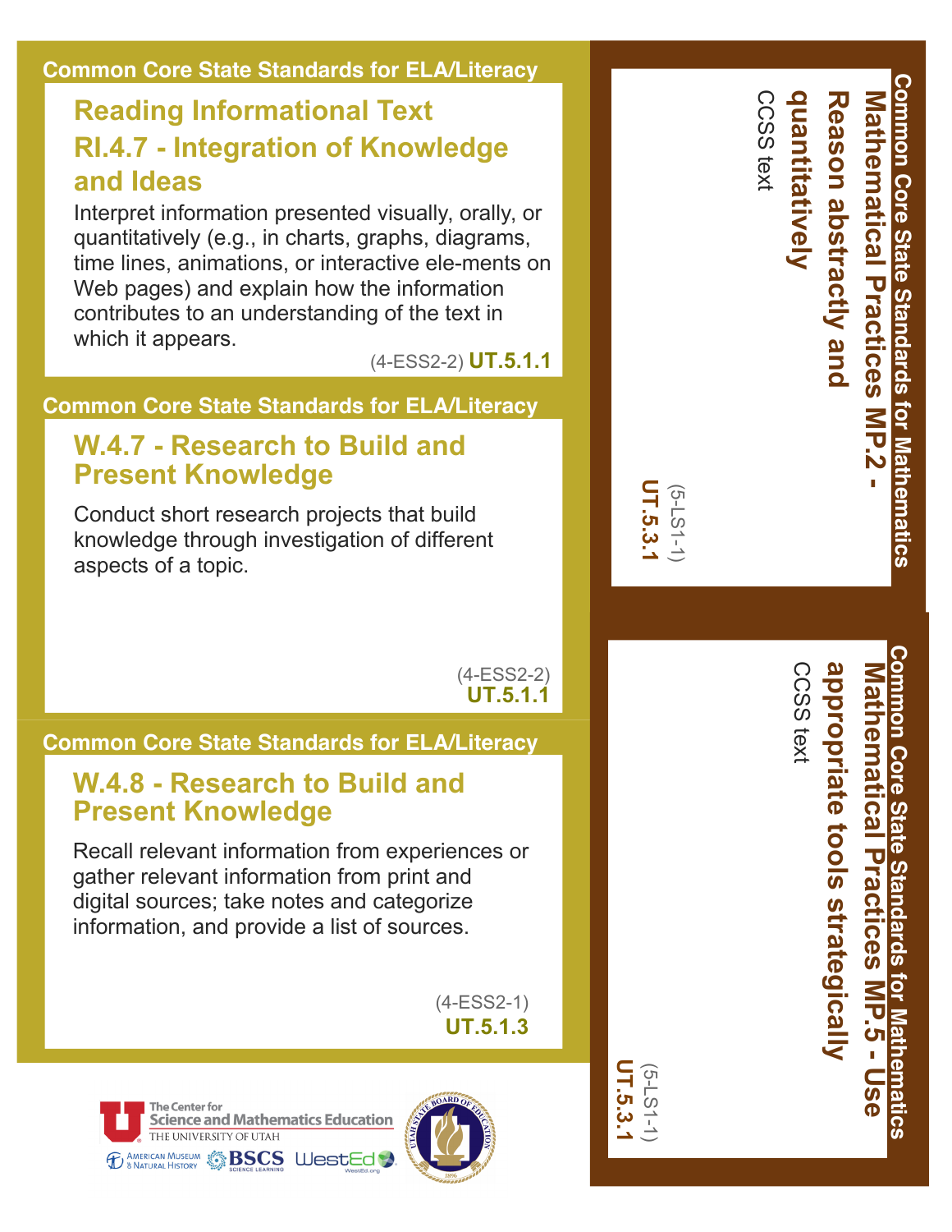Common Core State Standards for ELA/Literacy

## Reading Informational Text RI.4.7 - Integration of Knowledge and Ideas

Interpret information presented visually, orally, or quantitatively (e.g., in charts, graphs, diagrams, time lines, animations, or interactive ele-ments on Web pages) and explain how the information contributes to an understanding of the text in which it appears.

(4-ESS2-2) **UT.5.1.1**

Common Core State Standards for ELA/Literacy

## W.4.7 - Research to Build and Present Knowledge

Conduct short research projects that build knowledge through investigation of different aspects of a topic.

(4-ESS2-2) **UT.5.1.1**

Common Core State Standards for ELA/Literacy

## W.4.8 - Research to Build and Present Knowledge

Recall relevant information from experiences or gather relevant information from print and digital sources; take notes and categorize information, and provide a list of sources.

(4-ESS2-1) **UT.5.1.3**

Common Core State Standards for Mathematics

## Mathematical Practices MP.2 - Reason abstractly and quantitatively

CCSS text

(5-LS1-1) **UT.5.3.1**

Common Core State Standards for Mathematics

## Mathematical Practices MP.5 - Use appropriate tools strategically

CCSS text

(5-LS1-1) **UT.5.3.1**

The Center for Science and Mathematics Education, The University of Utah

American Museum of Natural History · BSCS Science Learning · WestEd · Utah State Board of Education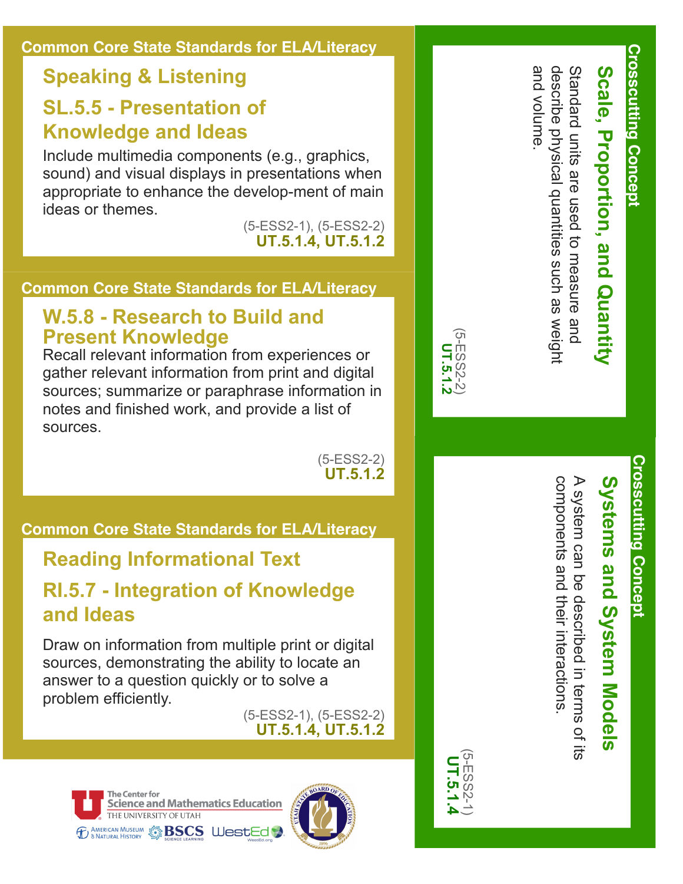## Common Core State Standards for ELA/Literacy

### Speaking & Listening

### SL.5.5 - Presentation of Knowledge and Ideas

Include multimedia components (e.g., graphics, sound) and visual displays in presentations when appropriate to enhance the develop-ment of main ideas or themes.

(5-ESS2-1), (5-ESS2-2)
**UT.5.1.4, UT.5.1.2**

## Common Core State Standards for ELA/Literacy

### W.5.8 - Research to Build and Present Knowledge

Recall relevant information from experiences or gather relevant information from print and digital sources; summarize or paraphrase information in notes and finished work, and provide a list of sources.

(5-ESS2-2)
**UT.5.1.2**

## Common Core State Standards for ELA/Literacy

### Reading Informational Text

### RI.5.7 - Integration of Knowledge and Ideas

Draw on information from multiple print or digital sources, demonstrating the ability to locate an answer to a question quickly or to solve a problem efficiently.

(5-ESS2-1), (5-ESS2-2)
**UT.5.1.4, UT.5.1.2**

## Crosscutting Concept

### Scale, Proportion, and Quantity

Standard units are used to measure and describe physical quantities such as weight and volume.

(5-ESS2-2)
**UT.5.1.2**

## Crosscutting Concept

### Systems and System Models

A system can be described in terms of its components and their interactions.

(5-ESS2-1)
**UT.5.1.4**

The Center for Science and Mathematics Education, The University of Utah

American Museum of Natural History · BSCS Science Learning · WestEd

Utah State Board of Education 1896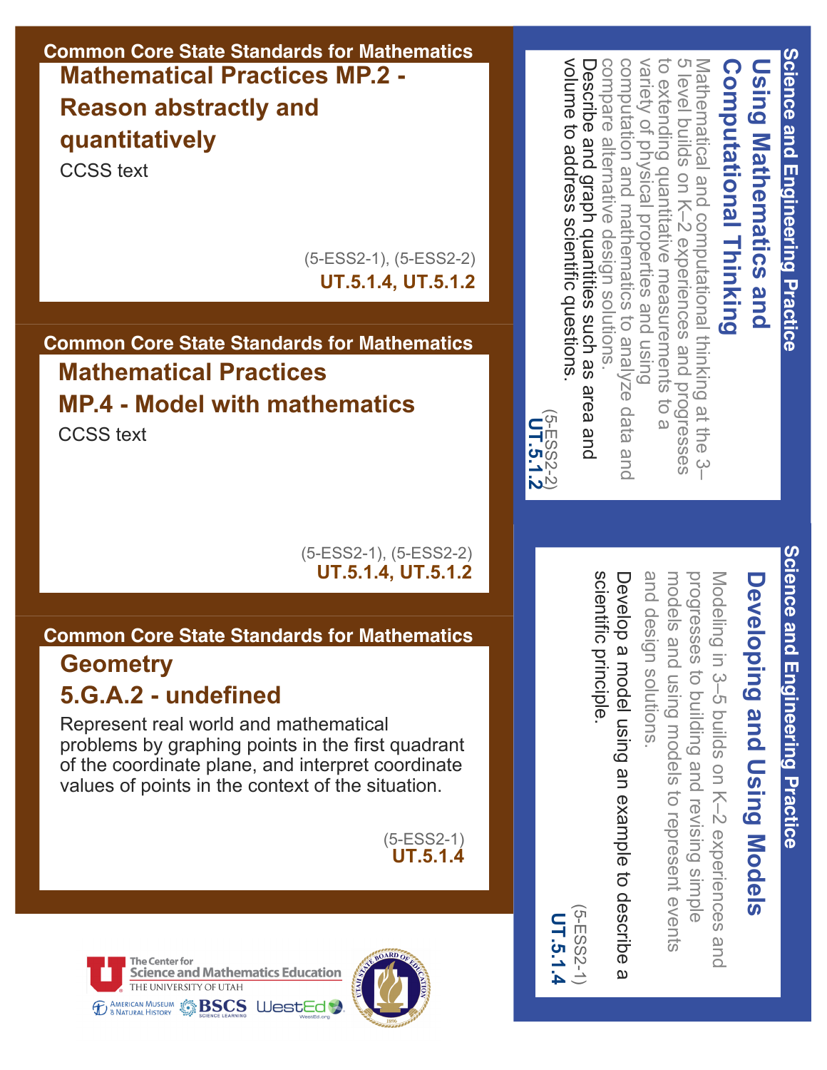## Common Core State Standards for Mathematics

### Mathematical Practices MP.2 - Reason abstractly and quantitatively

CCSS text

(5-ESS2-1), (5-ESS2-2)
**UT.5.1.4, UT.5.1.2**

## Common Core State Standards for Mathematics

### Mathematical Practices MP.4 - Model with mathematics

CCSS text

(5-ESS2-1), (5-ESS2-2)
**UT.5.1.4, UT.5.1.2**

## Common Core State Standards for Mathematics

### Geometry 5.G.A.2 - undefined

Represent real world and mathematical problems by graphing points in the first quadrant of the coordinate plane, and interpret coordinate values of points in the context of the situation.

(5-ESS2-1)
**UT.5.1.4**

## Science and Engineering Practice

### Using Mathematics and Computational Thinking

Mathematical and computational thinking at the 3–5 level builds on K–2 experiences and progresses to extending quantitative measurements to a variety of physical properties and using computation and mathematics to analyze data and compare alternative design solutions.

Describe and graph quantities such as area and volume to address scientific questions.

(5-ESS2-2)
**UT.5.1.2**

## Science and Engineering Practice

### Developing and Using Models

Modeling in 3–5 builds on K–2 experiences and progresses to building and revising simple models and using models to represent events and design solutions.

Develop a model using an example to describe a scientific principle.

(5-ESS2-1)
**UT.5.1.4**

The Center for Science and Mathematics Education, The University of Utah
American Museum of Natural History
BSCS Science Learning
WestEd
Utah State Board of Education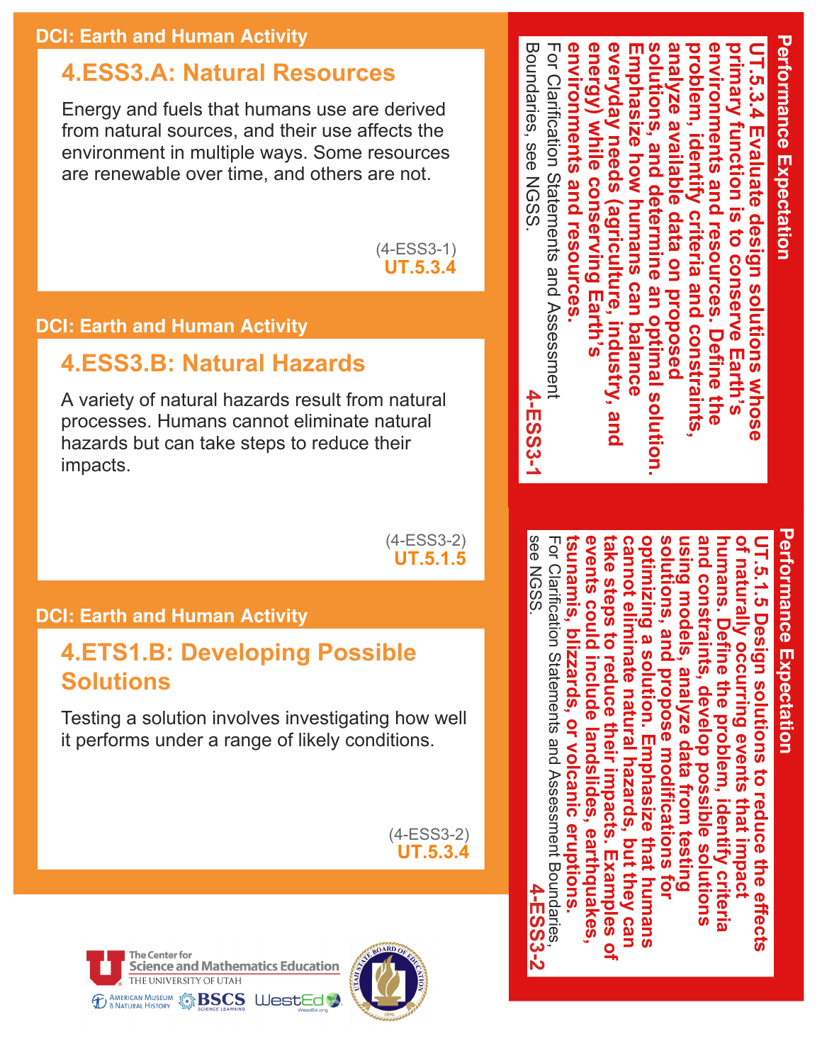DCI: Earth and Human Activity

## 4.ESS3.A: Natural Resources

Energy and fuels that humans use are derived from natural sources, and their use affects the environment in multiple ways. Some resources are renewable over time, and others are not.

(4-ESS3-1)
**UT.5.3.4**

DCI: Earth and Human Activity

## 4.ESS3.B: Natural Hazards

A variety of natural hazards result from natural processes. Humans cannot eliminate natural hazards but can take steps to reduce their impacts.

(4-ESS3-2)
**UT.5.1.5**

DCI: Earth and Human Activity

## 4.ETS1.B: Developing Possible Solutions

Testing a solution involves investigating how well it performs under a range of likely conditions.

(4-ESS3-2)
**UT.5.3.4**

### Performance Expectation

**UT.5.3.4 Evaluate design solutions whose primary function is to conserve Earth's environments and resources. Define the problem, identify criteria and constraints, analyze available data on proposed solutions, and determine an optimal solution. Emphasize how humans can balance everyday needs (agriculture, industry, and energy) while conserving Earth's environments and resources.**

For Clarification Statements and Assessment Boundaries, see NGSS.

**4-ESS3-1**

### Performance Expectation

**UT.5.1.5 Design solutions to reduce the effects of naturally occurring events that impact humans. Define the problem, identify criteria and constraints, develop possible solutions using models, analyze data from testing solutions, and propose modifications for optimizing a solution. Emphasize that humans cannot eliminate natural hazards, but they can take steps to reduce their impacts. Examples of events could include landslides, earthquakes, tsunamis, blizzards, or volcanic eruptions.**

For Clarification Statements and Assessment Boundaries, see NGSS.

**4-ESS3-2**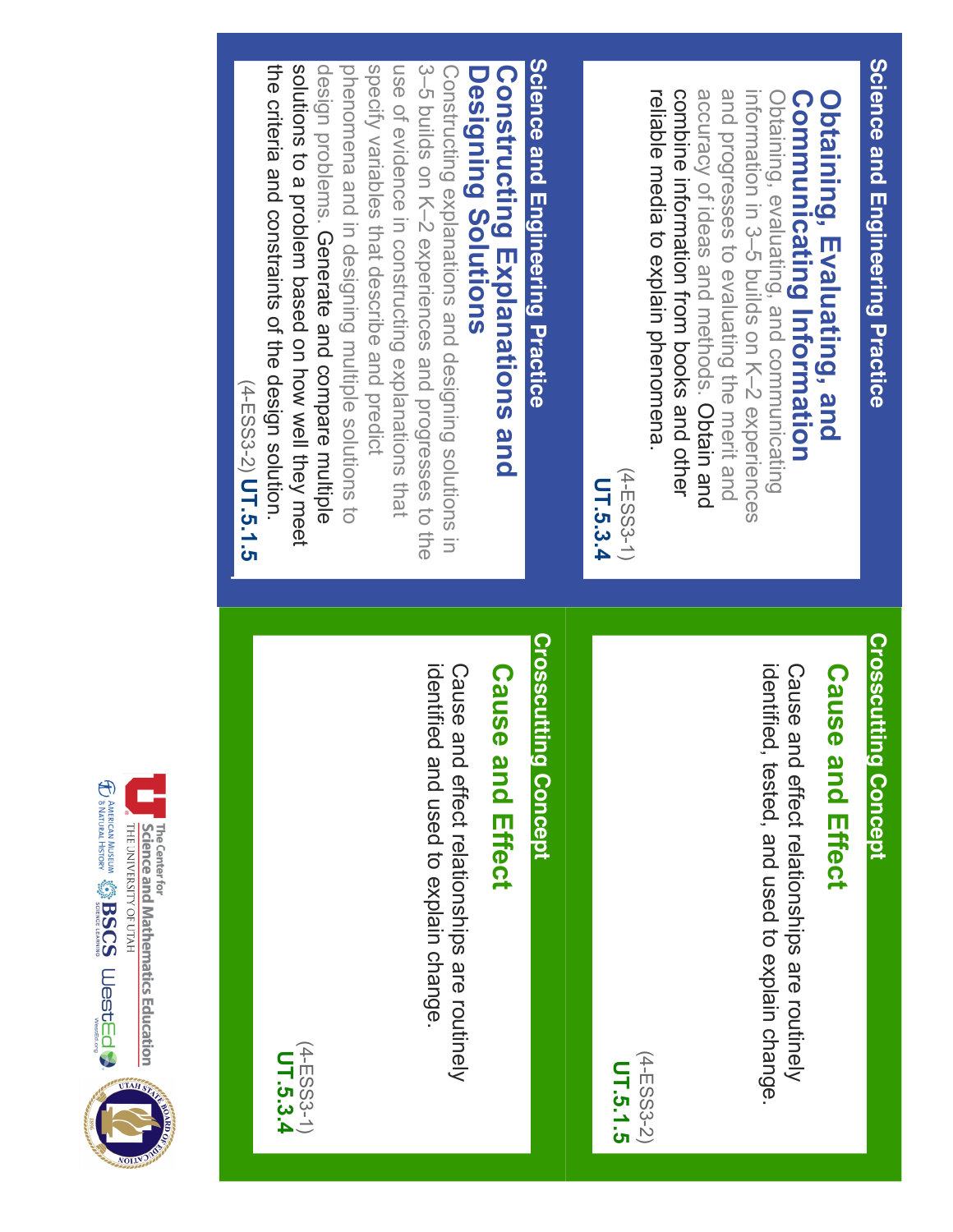## Science and Engineering Practice

### Obtaining, Evaluating, and Communicating Information

Obtaining, evaluating, and communicating information in 3–5 builds on K–2 experiences and progresses to evaluating the merit and accuracy of ideas and methods. Obtain and combine information from books and other reliable media to explain phenomena.

(4-ESS3-1)
**UT.5.3.4**

## Science and Engineering Practice

### Constructing Explanations and Designing Solutions

Constructing explanations and designing solutions in 3–5 builds on K–2 experiences and progresses to the use of evidence in constructing explanations that specify variables that describe and predict phenomena and in designing multiple solutions to design problems. Generate and compare multiple solutions to a problem based on how well they meet the criteria and constraints of the design solution.

(4-ESS3-2) **UT.5.1.5**

## Crosscutting Concept

### Cause and Effect

Cause and effect relationships are routinely identified, tested, and used to explain change.

(4-ESS3-2)
**UT.5.1.5**

## Crosscutting Concept

### Cause and Effect

Cause and effect relationships are routinely identified and used to explain change.

(4-ESS3-1)
**UT.5.3.4**

The Center for Science and Mathematics Education, The University of Utah

American Museum & Natural History · BSCS Science Learning · WestEd · Utah State Board of Education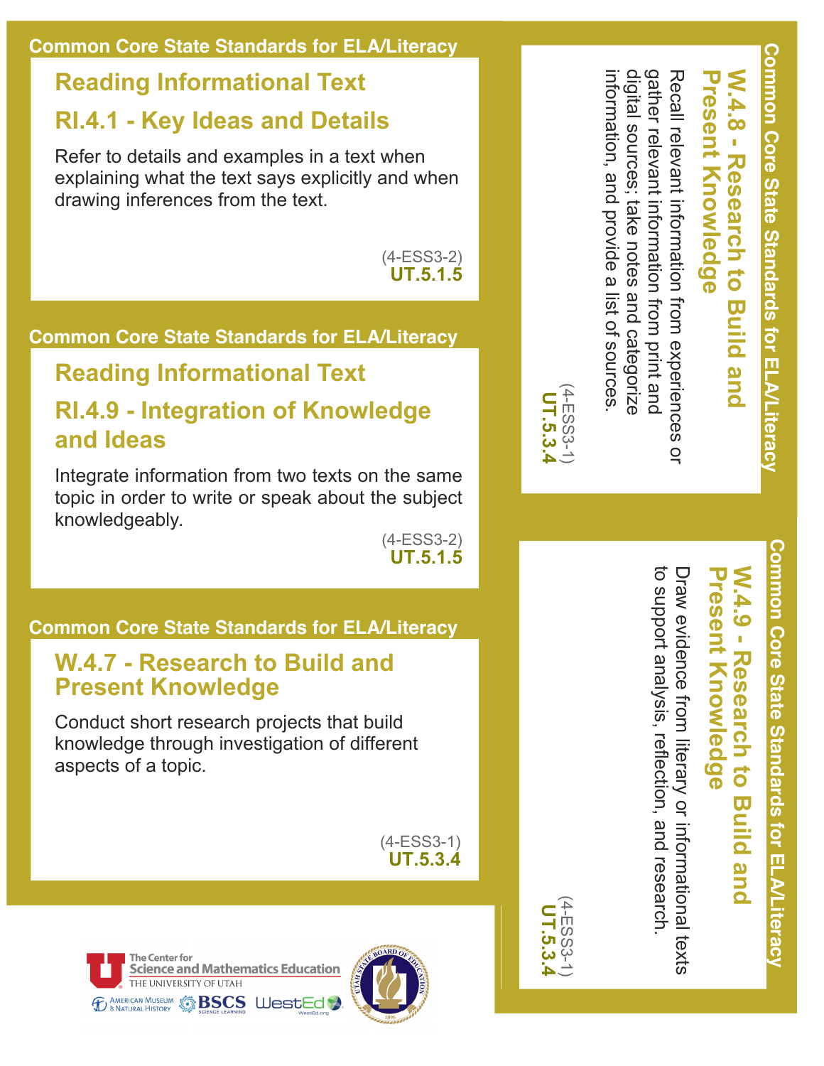## Common Core State Standards for ELA/Literacy

### Reading Informational Text

### RI.4.1 - Key Ideas and Details

Refer to details and examples in a text when explaining what the text says explicitly and when drawing inferences from the text.

(4-ESS3-2)
**UT.5.1.5**

## Common Core State Standards for ELA/Literacy

### Reading Informational Text

### RI.4.9 - Integration of Knowledge and Ideas

Integrate information from two texts on the same topic in order to write or speak about the subject knowledgeably.

(4-ESS3-2)
**UT.5.1.5**

## Common Core State Standards for ELA/Literacy

### W.4.7 - Research to Build and Present Knowledge

Conduct short research projects that build knowledge through investigation of different aspects of a topic.

(4-ESS3-1)
**UT.5.3.4**

## Common Core State Standards for ELA/Literacy

### W.4.8 - Research to Build and Present Knowledge

Recall relevant information from experiences or gather relevant information from print and digital sources; take notes and categorize information, and provide a list of sources.

(4-ESS3-1)
**UT.5.3.4**

## Common Core State Standards for ELA/Literacy

### W.4.9 - Research to Build and Present Knowledge

Draw evidence from literary or informational texts to support analysis, reflection, and research.

(4-ESS3-1)
**UT.5.3.4**

The Center for Science and Mathematics Education, The University of Utah

American Museum & Natural History · BSCS Science Learning · WestEd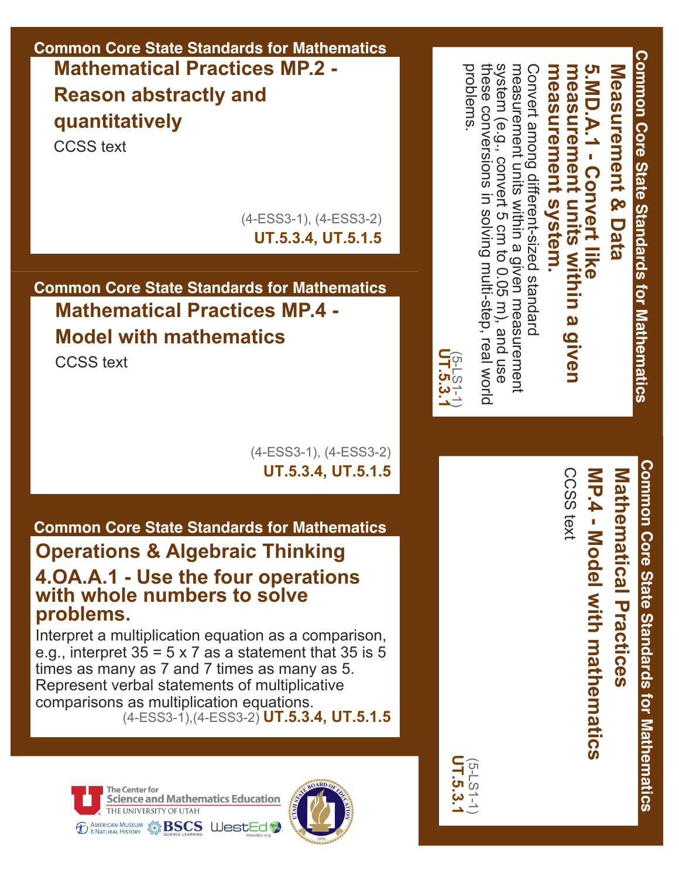## Common Core State Standards for Mathematics

### Mathematical Practices MP.2 - Reason abstractly and quantitatively

CCSS text

(4-ESS3-1), (4-ESS3-2)
**UT.5.3.4, UT.5.1.5**

## Common Core State Standards for Mathematics

### Mathematical Practices MP.4 - Model with mathematics

CCSS text

(4-ESS3-1), (4-ESS3-2)
**UT.5.3.4, UT.5.1.5**

## Common Core State Standards for Mathematics

### Operations & Algebraic Thinking

### 4.OA.A.1 - Use the four operations with whole numbers to solve problems.

Interpret a multiplication equation as a comparison, e.g., interpret 35 = 5 x 7 as a statement that 35 is 5 times as many as 7 and 7 times as many as 5. Represent verbal statements of multiplicative comparisons as multiplication equations.

(4-ESS3-1),(4-ESS3-2) **UT.5.3.4, UT.5.1.5**

## Common Core State Standards for Mathematics

### Measurement & Data

### 5.MD.A.1 - Convert like measurement units within a given measurement system.

Convert among different-sized standard measurement units within a given measurement system (e.g., convert 5 cm to 0.05 m), and use these conversions in solving multi-step, real world problems.

(5-LS1-1)
**UT.5.3.1**

## Common Core State Standards for Mathematics

### Mathematical Practices

### MP.4 - Model with mathematics

CCSS text

(5-LS1-1)
**UT.5.3.1**

The Center for Science and Mathematics Education, The University of Utah
American Museum of Natural History · BSCS Science Learning · WestEd · Utah State Board of Education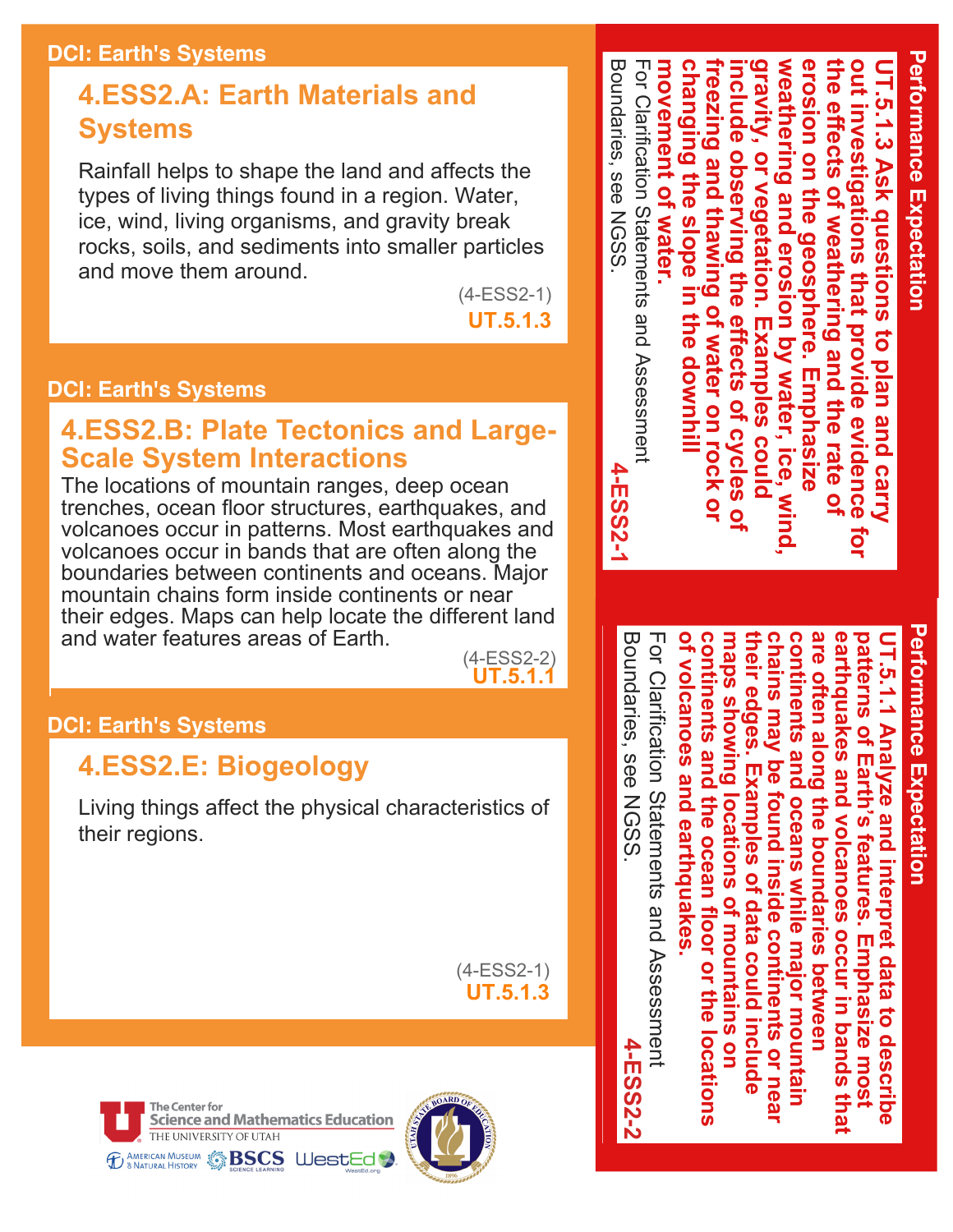DCI: Earth's Systems

## 4.ESS2.A: Earth Materials and Systems

Rainfall helps to shape the land and affects the types of living things found in a region. Water, ice, wind, living organisms, and gravity break rocks, soils, and sediments into smaller particles and move them around.

(4-ESS2-1)
**UT.5.1.3**

DCI: Earth's Systems

## 4.ESS2.B: Plate Tectonics and Large-Scale System Interactions

The locations of mountain ranges, deep ocean trenches, ocean floor structures, earthquakes, and volcanoes occur in patterns. Most earthquakes and volcanoes occur in bands that are often along the boundaries between continents and oceans. Major mountain chains form inside continents or near their edges. Maps can help locate the different land and water features areas of Earth.

(4-ESS2-2)
**UT.5.1.1**

DCI: Earth's Systems

## 4.ESS2.E: Biogeology

Living things affect the physical characteristics of their regions.

(4-ESS2-1)
**UT.5.1.3**

### Performance Expectation

**UT.5.1.3 Ask questions to plan and carry out investigations that provide evidence for the effects of weathering and the rate of erosion on the geosphere. Emphasize weathering and erosion by water, ice, wind, gravity, or vegetation. Examples could include observing the effects of cycles of freezing and thawing of water on rock or changing the slope in the downhill movement of water.**

For Clarification Statements and Assessment Boundaries, see NGSS.

**4-ESS2-1**

### Performance Expectation

**UT.5.1.1 Analyze and interpret data to describe patterns of Earth's features. Emphasize most earthquakes and volcanoes occur in bands that are often along the boundaries between continents and oceans while major mountain chains may be found inside continents or near their edges. Examples of data could include maps showing locations of mountains on continents and the ocean floor or the locations of volcanoes and earthquakes.**

For Clarification Statements and Assessment Boundaries, see NGSS.

**4-ESS2-2**

The Center for Science and Mathematics Education, The University of Utah
American Museum of Natural History · BSCS Science Learning · WestEd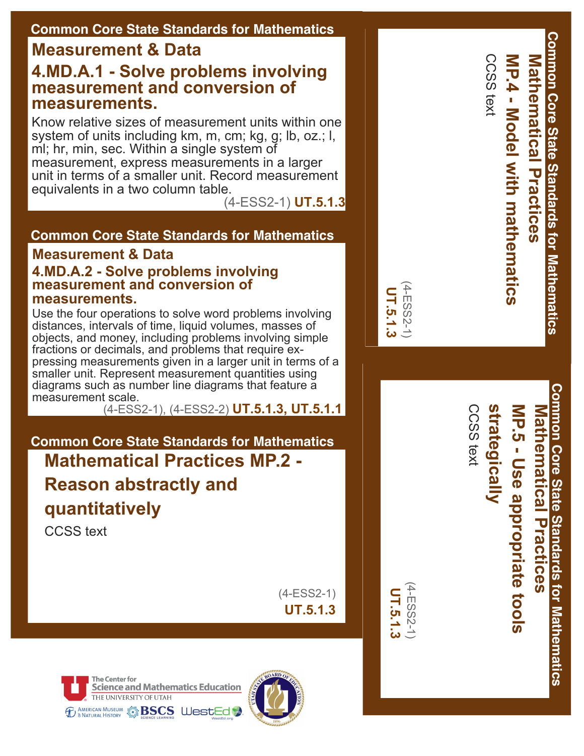## Common Core State Standards for Mathematics

### Measurement & Data

### 4.MD.A.1 - Solve problems involving measurement and conversion of measurements.

Know relative sizes of measurement units within one system of units including km, m, cm; kg, g; lb, oz.; l, ml; hr, min, sec. Within a single system of measurement, express measurements in a larger unit in terms of a smaller unit. Record measurement equivalents in a two column table.

(4-ESS2-1) **UT.5.1.3**

## Common Core State Standards for Mathematics

### Measurement & Data

### 4.MD.A.2 - Solve problems involving measurement and conversion of measurements.

Use the four operations to solve word problems involving distances, intervals of time, liquid volumes, masses of objects, and money, including problems involving simple fractions or decimals, and problems that require expressing measurements given in a larger unit in terms of a smaller unit. Represent measurement quantities using diagrams such as number line diagrams that feature a measurement scale.

(4-ESS2-1), (4-ESS2-2) **UT.5.1.3, UT.5.1.1**

## Common Core State Standards for Mathematics

### Mathematical Practices MP.2 - Reason abstractly and quantitatively

CCSS text

(4-ESS2-1)
**UT.5.1.3**

## Common Core State Standards for Mathematics

### Mathematical Practices

### MP.4 - Model with mathematics

CCSS text

(4-ESS2-1)
**UT.5.1.3**

## Common Core State Standards for Mathematics

### Mathematical Practices

### MP.5 - Use appropriate tools strategically

CCSS text

(4-ESS2-1)
**UT.5.1.3**

The Center for Science and Mathematics Education, The University of Utah

American Museum of Natural History · BSCS Science Learning · WestEd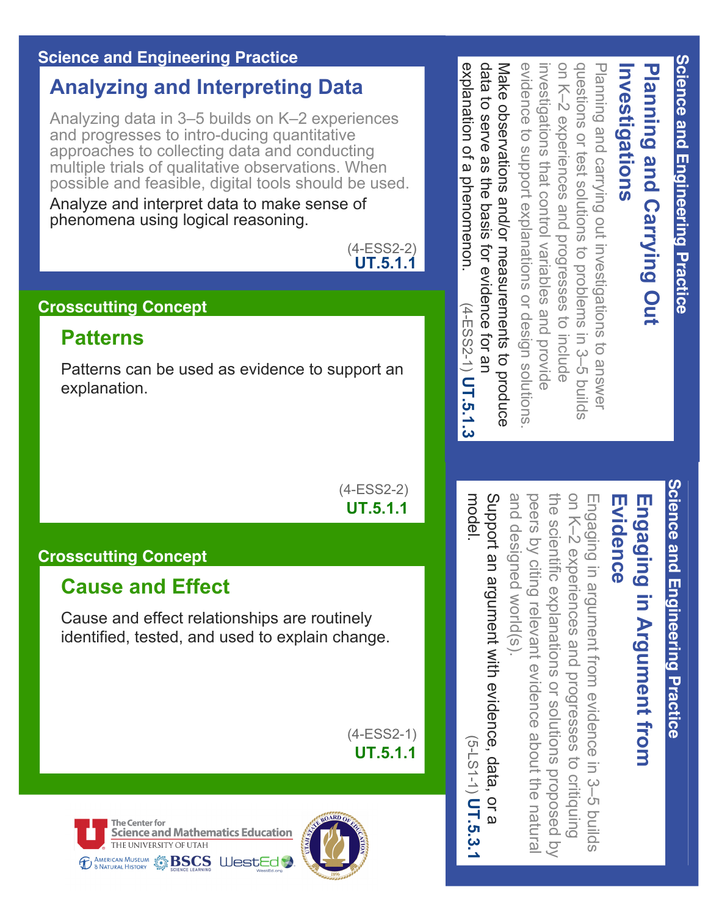## Science and Engineering Practice

### Analyzing and Interpreting Data

Analyzing data in 3–5 builds on K–2 experiences and progresses to intro-ducing quantitative approaches to collecting data and conducting multiple trials of qualitative observations. When possible and feasible, digital tools should be used.

Analyze and interpret data to make sense of phenomena using logical reasoning.

(4-ESS2-2)
**UT.5.1.1**

## Crosscutting Concept

### Patterns

Patterns can be used as evidence to support an explanation.

(4-ESS2-2)
**UT.5.1.1**

## Crosscutting Concept

### Cause and Effect

Cause and effect relationships are routinely identified, tested, and used to explain change.

(4-ESS2-1)
**UT.5.1.1**

## Science and Engineering Practice

### Planning and Carrying Out Investigations

Planning and carrying out investigations to answer questions or test solutions to problems in 3–5 builds on K–2 experiences and progresses to include investigations that control variables and provide evidence to support explanations or design solutions.

Make observations and/or measurements to produce data to serve as the basis for evidence for an explanation of a phenomenon.

(4-ESS2-1) **UT.5.1.3**

## Science and Engineering Practice

### Engaging in Argument from Evidence

Engaging in argument from evidence in 3–5 builds on K–2 experiences and progresses to critiquing the scientific explanations or solutions proposed by peers by citing relevant evidence about the natural and designed world(s).

Support an argument with evidence, data, or a model.

(5-LS1-1) **UT.5.3.1**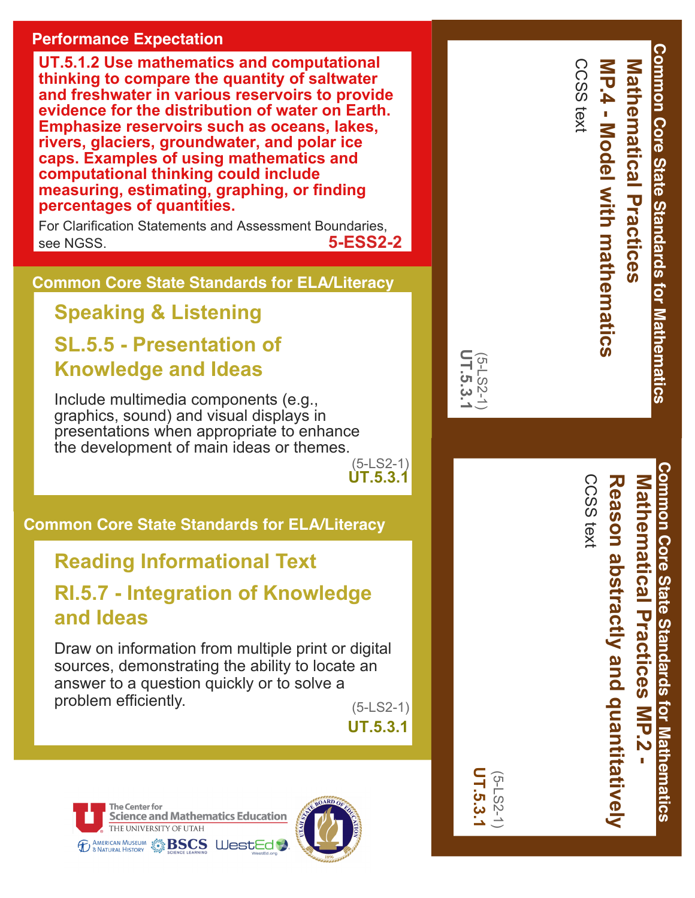## Performance Expectation

**UT.5.1.2 Use mathematics and computational thinking to compare the quantity of saltwater and freshwater in various reservoirs to provide evidence for the distribution of water on Earth. Emphasize reservoirs such as oceans, lakes, rivers, glaciers, groundwater, and polar ice caps. Examples of using mathematics and computational thinking could include measuring, estimating, graphing, or finding percentages of quantities.**

For Clarification Statements and Assessment Boundaries, see NGSS.

**5-ESS2-2**

## Common Core State Standards for ELA/Literacy

### Speaking & Listening

### SL.5.5 - Presentation of Knowledge and Ideas

Include multimedia components (e.g., graphics, sound) and visual displays in presentations when appropriate to enhance the development of main ideas or themes.

(5-LS2-1)
**UT.5.3.1**

## Common Core State Standards for ELA/Literacy

### Reading Informational Text

### RI.5.7 - Integration of Knowledge and Ideas

Draw on information from multiple print or digital sources, demonstrating the ability to locate an answer to a question quickly or to solve a problem efficiently.

(5-LS2-1)
**UT.5.3.1**

## Common Core State Standards for Mathematics

### Mathematical Practices

### MP.4 - Model with mathematics

CCSS text

(5-LS2-1)
**UT.5.3.1**

## Common Core State Standards for Mathematics

### Mathematical Practices MP.2 - Reason abstractly and quantitatively

CCSS text

(5-LS2-1)
**UT.5.3.1**

The Center for Science and Mathematics Education, The University of Utah

American Museum of Natural History | BSCS Science Learning | WestEd | Utah State Board of Education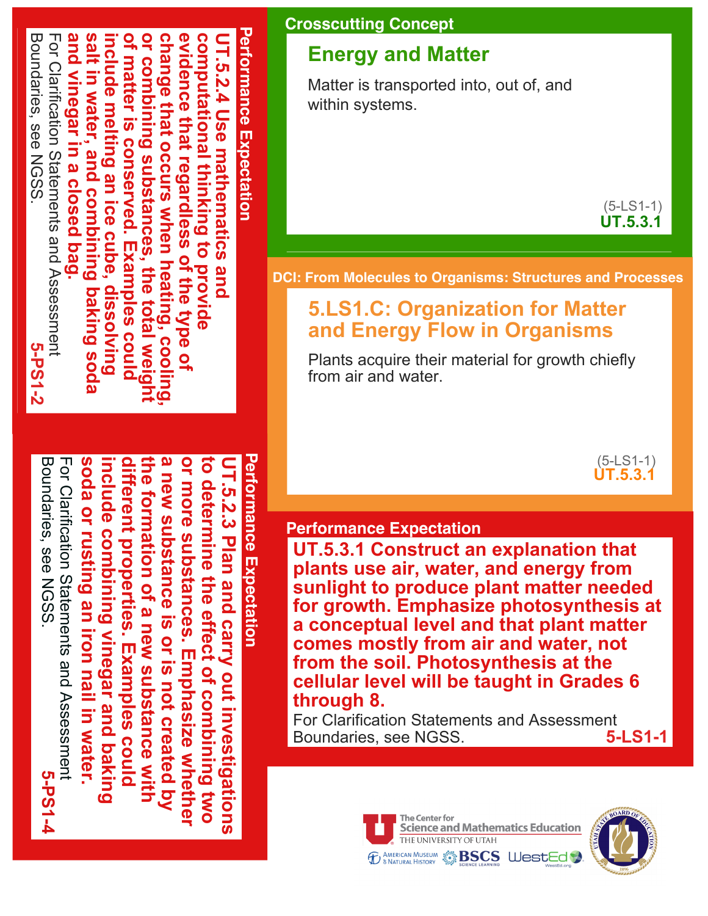## Performance Expectation

**UT.5.2.4 Use mathematics and computational thinking to provide evidence that regardless of the type of change that occurs when heating, cooling, or combining substances, the total weight of matter is conserved. Examples could include melting an ice cube, dissolving salt in water, and combining baking soda and vinegar in a closed bag.**

For Clarification Statements and Assessment Boundaries, see NGSS.

**5-PS1-2**

## Performance Expectation

**UT.5.2.3 Plan and carry out investigations to determine the effect of combining two or more substances. Emphasize whether a new substance is or is not created by the formation of a new substance with different properties. Examples could include combining vinegar and baking soda or rusting an iron nail in water.**

For Clarification Statements and Assessment Boundaries, see NGSS.

**5-PS1-4**

## Crosscutting Concept

### Energy and Matter

Matter is transported into, out of, and within systems.

(5-LS1-1)
**UT.5.3.1**

## DCI: From Molecules to Organisms: Structures and Processes

### 5.LS1.C: Organization for Matter and Energy Flow in Organisms

Plants acquire their material for growth chiefly from air and water.

(5-LS1-1)
**UT.5.3.1**

## Performance Expectation

**UT.5.3.1 Construct an explanation that plants use air, water, and energy from sunlight to produce plant matter needed for growth. Emphasize photosynthesis at a conceptual level and that plant matter comes mostly from air and water, not from the soil. Photosynthesis at the cellular level will be taught in Grades 6 through 8.**

For Clarification Statements and Assessment Boundaries, see NGSS.

**5-LS1-1**

The Center for Science and Mathematics Education, The University of Utah
American Museum & Natural History | BSCS Science Learning | WestEd | Utah State Board of Education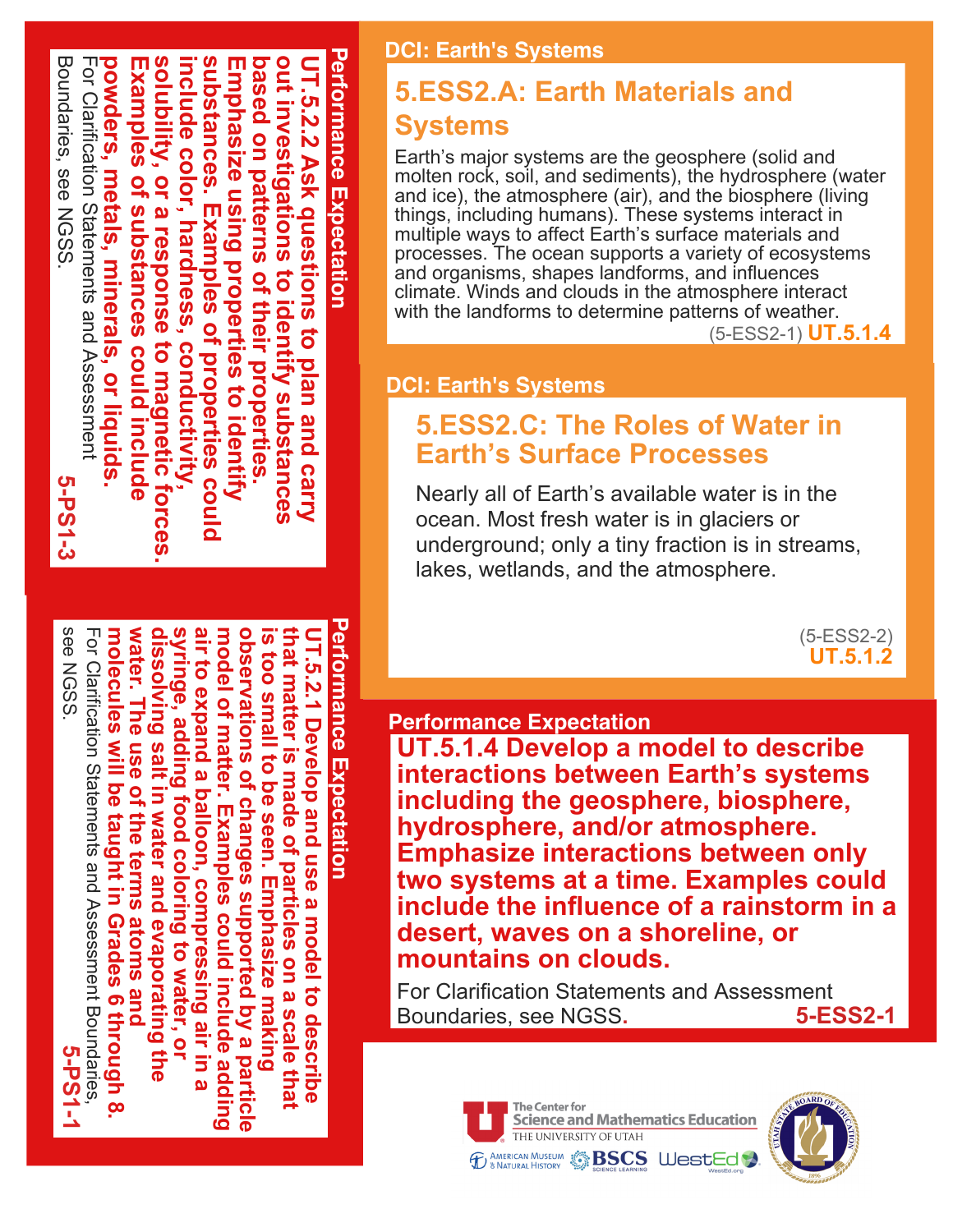## Performance Expectation

**UT.5.2.2 Ask questions to plan and carry out investigations to identify substances based on patterns of their properties. Emphasize using properties to identify substances. Examples of properties could include color, hardness, conductivity, solubility, or a response to magnetic forces. Examples of substances could include powders, metals, minerals, or liquids.**

For Clarification Statements and Assessment Boundaries, see NGSS. **5-PS1-3**

## Performance Expectation

**UT.5.2.1 Develop and use a model to describe that matter is made of particles on a scale that is too small to be seen. Emphasize making observations of changes supported by a particle model of matter. Examples could include adding air to expand a balloon, compressing air in a syringe, adding food coloring to water, or dissolving salt in water and evaporating the water. The use of the terms atoms and molecules will be taught in Grades 6 through 8.**

For Clarification Statements and Assessment Boundaries, see NGSS. **5-PS1-1**

## DCI: Earth's Systems

### 5.ESS2.A: Earth Materials and Systems

Earth's major systems are the geosphere (solid and molten rock, soil, and sediments), the hydrosphere (water and ice), the atmosphere (air), and the biosphere (living things, including humans). These systems interact in multiple ways to affect Earth's surface materials and processes. The ocean supports a variety of ecosystems and organisms, shapes landforms, and influences climate. Winds and clouds in the atmosphere interact with the landforms to determine patterns of weather.

(5-ESS2-1) **UT.5.1.4**

## DCI: Earth's Systems

### 5.ESS2.C: The Roles of Water in Earth's Surface Processes

Nearly all of Earth's available water is in the ocean. Most fresh water is in glaciers or underground; only a tiny fraction is in streams, lakes, wetlands, and the atmosphere.

(5-ESS2-2) **UT.5.1.2**

## Performance Expectation

**UT.5.1.4 Develop a model to describe interactions between Earth's systems including the geosphere, biosphere, hydrosphere, and/or atmosphere. Emphasize interactions between only two systems at a time. Examples could include the influence of a rainstorm in a desert, waves on a shoreline, or mountains on clouds.**

For Clarification Statements and Assessment Boundaries, see NGSS. **5-ESS2-1**

The Center for Science and Mathematics Education, The University of Utah

American Museum of Natural History · BSCS Science Learning · WestEd

Utah State Board of Education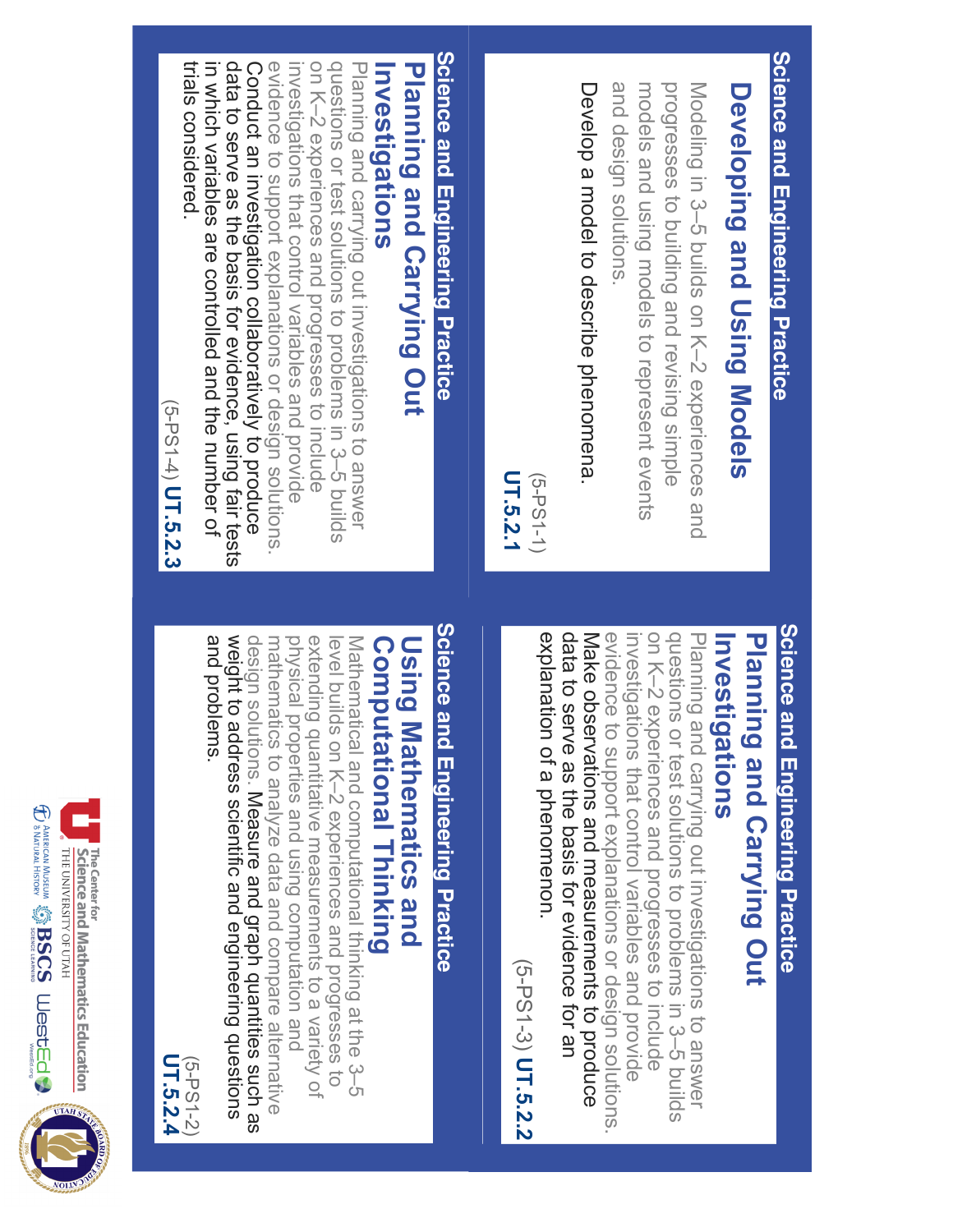## Science and Engineering Practice

### Developing and Using Models

Modeling in 3–5 builds on K–2 experiences and progresses to building and revising simple models and using models to represent events and design solutions.

Develop a model to describe phenomena.

(5-PS1-1) **UT.5.2.1**

## Science and Engineering Practice

### Planning and Carrying Out Investigations

Planning and carrying out investigations to answer questions or test solutions to problems in 3–5 builds on K–2 experiences and progresses to include investigations that control variables and provide evidence to support explanations or design solutions.

Make observations and measurements to produce data to serve as the basis for evidence for an explanation of a phenomenon.

(5-PS1-3) **UT.5.2.2**

## Science and Engineering Practice

### Planning and Carrying Out Investigations

Planning and carrying out investigations to answer questions or test solutions to problems in 3–5 builds on K–2 experiences and progresses to include investigations that control variables and provide evidence to support explanations or design solutions.

Conduct an investigation collaboratively to produce data to serve as the basis for evidence, using fair tests in which variables are controlled and the number of trials considered.

(5-PS1-4) **UT.5.2.3**

## Science and Engineering Practice

### Using Mathematics and Computational Thinking

Mathematical and computational thinking at the 3–5 level builds on K–2 experiences and progresses to extending quantitative measurements to a variety of physical properties and using computation and mathematics to analyze data and compare alternative design solutions. Measure and graph quantities such as weight to address scientific and engineering questions and problems.

(5-PS1-2) **UT.5.2.4**

The Center for Science and Mathematics Education
THE UNIVERSITY OF UTAH

American Museum of Natural History
BSCS Science Learning
WestEd
Utah State Board of Education